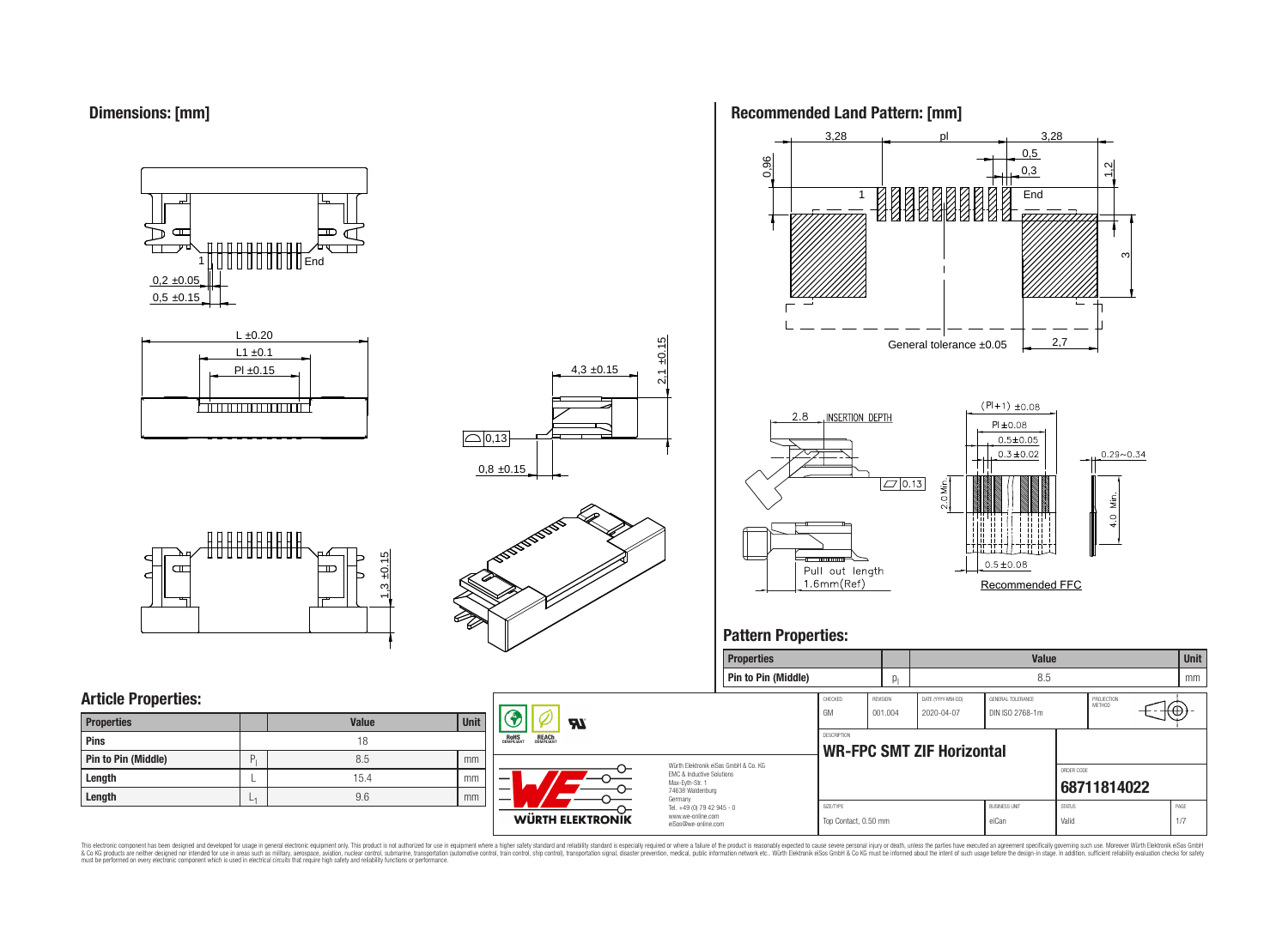## Dimensions: [mm]

1 End

0,2 ±0.05

0,5 ±0.15

L ±0.20

L1 ±0.1

Pl ±0.15

4,3 ±0.15

2,1 ±0.15

0,13

0,8 ±0.15

1,3 ±0.15

## Recommended Land Pattern: [mm]

3,28 pl 3,28

0,5

0,3

0.96

1,2

1 End

3

General tolerance ±0.05

2,7

2.8 INSERTION DEPTH

0.13

Pull out length 1.6mm(Ref)

(Pl+1) ±0.08

Pl ±0.08

0.5±0.05

0.3±0.02

0.29~0.34

2.0 Min.

4.0 Min.

0.5±0.08

Recommended FFC

## Pattern Properties:

| Properties | | Value | Unit |
|---|---|---|---|
| Pin to Pin (Middle) | $p_l$ | 8.5 | mm |

## Article Properties:

| Properties | | Value | Unit |
|---|---|---|---|
| Pins | | 18 | |
| Pin to Pin (Middle) | $P_l$ | 8.5 | mm |
| Length | L | 15.4 | mm |
| Length | $L_1$ | 9.6 | mm |

| CHECKED | REVISION | DATE (YYYY-MM-DD) | GENERAL TOLERANCE | PROJECTION METHOD |
|---|---|---|---|---|
| GM | 001.004 | 2020-04-07 | DIN ISO 2768-1m | |

DESCRIPTION

**WR-FPC SMT ZIF Horizontal**

ORDER CODE

**68711814022**

| SIZE/TYPE | BUSINESS UNIT | STATUS | PAGE |
|---|---|---|---|
| Top Contact, 0.50 mm | eiCan | Valid | 1/7 |

Würth Elektronik eiSos GmbH & Co. KG
EMC & Inductive Solutions
Max-Eyth-Str. 1
74638 Waldenburg
Germany
Tel. +49 (0) 79 42 945 - 0
www.we-online.com
eiSos@we-online.com

WÜRTH ELEKTRONIK

RoHS COMPLIANT REACh COMPLIANT

This electronic component has been designed and developed for usage in general electronic equipment only. This product is not authorized for use in equipment where a higher safety standard and reliability standard is especially required or where a failure of the product is reasonably expected to cause severe personal injury or death, unless the parties have executed an agreement specifically governing such use. Moreover Würth Elektronik eiSos GmbH & Co KG products are neither designed nor intended for use in areas such as military, aerospace, aviation, nuclear control, submarine, transportation (automotive control, train control, ship control), transportation signal, disaster prevention, medical, public information network etc.. Würth Elektronik eiSos GmbH & Co KG must be informed about the intent of such usage before the design-in stage. In addition, sufficient reliability evaluation checks for safety must be performed on every electronic component which is used in electrical circuits that require high safety and reliability functions or performance.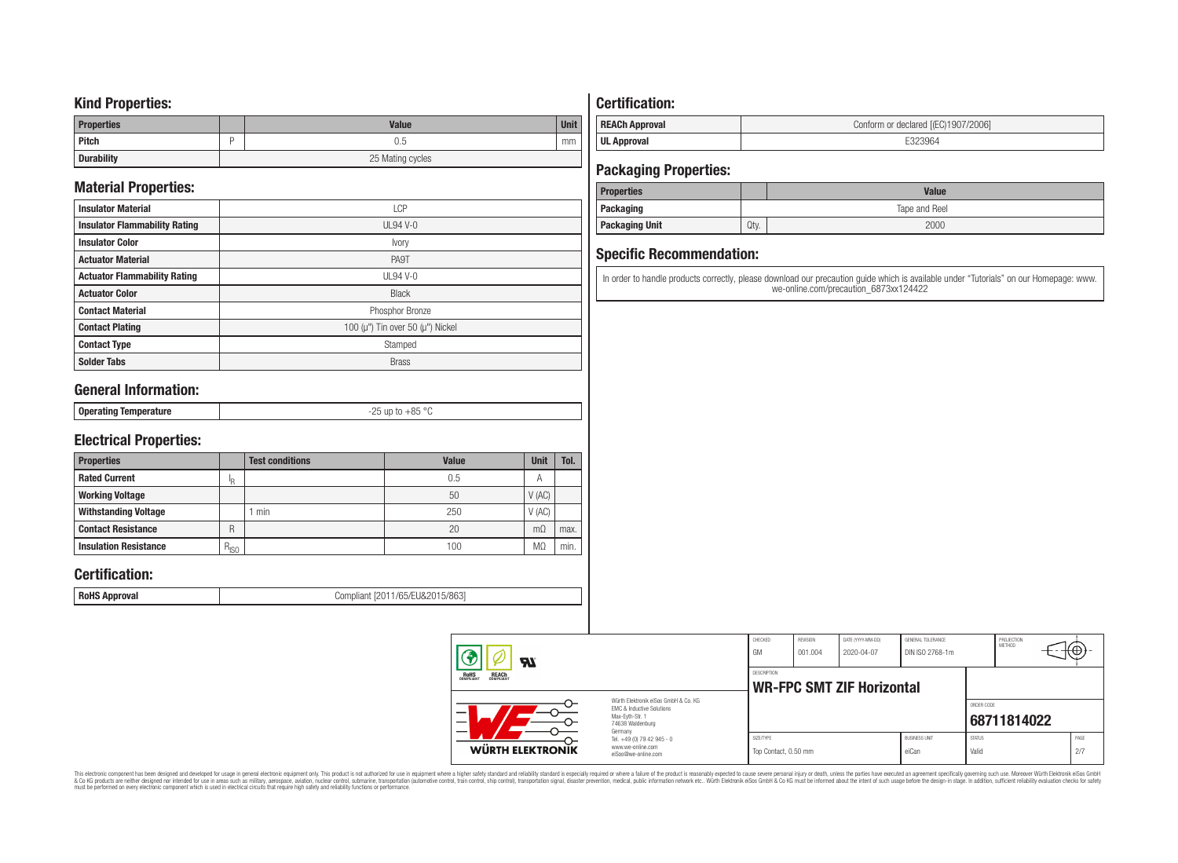## Kind Properties:

| Properties | | Value | Unit |
|---|---|---|---|
| Pitch | P | 0.5 | mm |
| Durability | | 25 Mating cycles | |

## Material Properties:

| | |
|---|---|
| Insulator Material | LCP |
| Insulator Flammability Rating | UL94 V-0 |
| Insulator Color | Ivory |
| Actuator Material | PA9T |
| Actuator Flammability Rating | UL94 V-0 |
| Actuator Color | Black |
| Contact Material | Phosphor Bronze |
| Contact Plating | 100 (µ") Tin over 50 (µ") Nickel |
| Contact Type | Stamped |
| Solder Tabs | Brass |

## General Information:

| | |
|---|---|
| Operating Temperature | -25 up to +85 °C |

## Electrical Properties:

| Properties | | Test conditions | Value | Unit | Tol. |
|---|---|---|---|---|---|
| Rated Current | $I_R$ | | 0.5 | A | |
| Working Voltage | | | 50 | V (AC) | |
| Withstanding Voltage | | 1 min | 250 | V (AC) | |
| Contact Resistance | R | | 20 | mΩ | max. |
| Insulation Resistance | $R_{ISO}$ | | 100 | MΩ | min. |

## Certification:

| | |
|---|---|
| RoHS Approval | Compliant [2011/65/EU&2015/863] |

## Certification:

| | |
|---|---|
| REACh Approval | Conform or declared [(EC)1907/2006] |
| UL Approval | E323964 |

## Packaging Properties:

| Properties | | Value |
|---|---|---|
| Packaging | | Tape and Reel |
| Packaging Unit | Qty. | 2000 |

## Specific Recommendation:

In order to handle products correctly, please download our precaution guide which is available under "Tutorials" on our Homepage: www.we-online.com/precaution_6873xx124422

| CHECKED | REVISION | DATE (YYYY-MM-DD) | GENERAL TOLERANCE | PROJECTION METHOD |
|---|---|---|---|---|
| GM | 001.004 | 2020-04-07 | DIN ISO 2768-1m | |

DESCRIPTION: **WR-FPC SMT ZIF Horizontal**

ORDER CODE: **68711814022**

| SIZE/TYPE | BUSINESS UNIT | STATUS | PAGE |
|---|---|---|---|
| Top Contact, 0.50 mm | eiCan | Valid | 2/7 |

Würth Elektronik eiSos GmbH & Co. KG
EMC & Inductive Solutions
Max-Eyth-Str. 1
74638 Waldenburg
Germany
Tel. +49 (0) 79 42 945 - 0
www.we-online.com
eiSos@we-online.com

WÜRTH ELEKTRONIK

This electronic component has been designed and developed for usage in general electronic equipment only. This product is not authorized for use in equipment where a higher safety standard and reliability standard is especially required or where a failure of the product is reasonably expected to cause severe personal injury or death, unless the parties have executed an agreement specifically governing such use. Moreover Würth Elektronik eiSos GmbH & Co KG products are neither designed nor intended for use in areas such as military, aerospace, aviation, nuclear control, submarine, transportation (automotive control, train control, ship control), transportation signal, disaster prevention, medical, public information network etc.. Würth Elektronik eiSos GmbH & Co KG must be informed about the intent of such usage before the design-in stage. In addition, sufficient reliability evaluation checks for safety must be performed on every electronic component which is used in electrical circuits that require high safety and reliability functions or performance.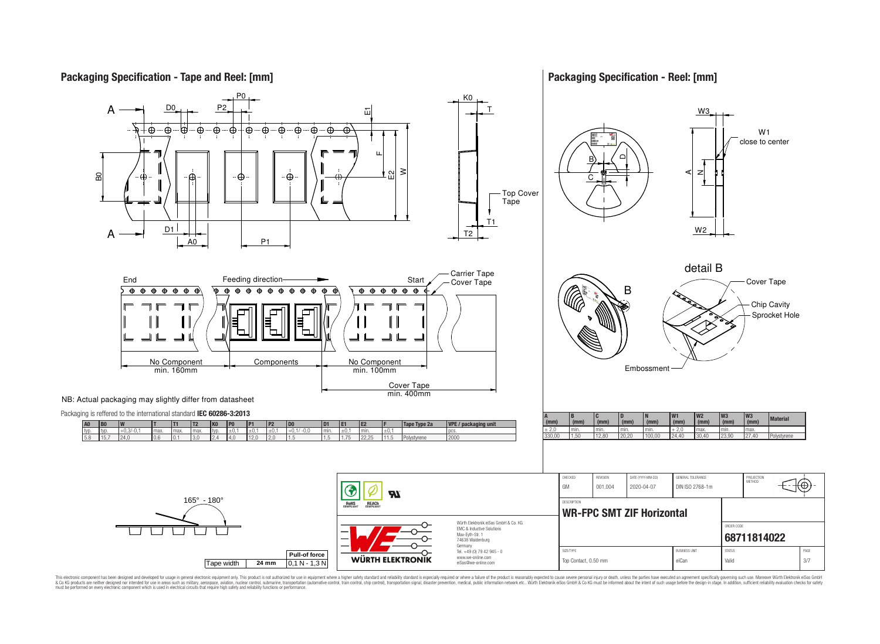## Packaging Specification - Tape and Reel: [mm]

Top Cover Tape

End — Feeding direction — Start — Carrier Tape — Cover Tape

No Component min. 160mm | Components | No Component min. 100mm | Cover Tape min. 400mm

NB: Actual packaging may slightly differ from datasheet

Packaging is reffered to the international standard **IEC 60286-3:2013**

| A0 | B0 | W | T | T1 | T2 | K0 | P0 | P1 | P2 | D0 | D1 | E1 | E2 | F | Tape Type 2a | VPE / packaging unit |
|---|---|---|---|---|---|---|---|---|---|---|---|---|---|---|---|---|
| typ. | typ. | +0,3/-0,1 | max. | max. | max. | typ. | ±0,1 | ±0,1 | ±0,1 | +0,1/ -0,0 | min. | ±0,1 | min. | ±0,1 | | pcs. |
| 5.8 | 15,7 | 24,0 | 0,6 | 0.1 | 3,0 | 2,4 | 4,0 | 12,0 | 2,0 | 1,5 | 1,5 | 1,75 | 22,25 | 11,5 | Polystyrene | 2000 |

165° - 180°

| Tape width | | Pull-of force |
|---|---|---|
| Tape width | 24 mm | 0,1 N - 1,3 N |

## Packaging Specification - Reel: [mm]

W1 close to center

detail B

Cover Tape — Chip Cavity — Sprocket Hole — Embossment

| A (mm) | B (mm) | C (mm) | D (mm) | N (mm) | W1 (mm) | W2 (mm) | W3 (mm) | W3 (mm) | Material |
|---|---|---|---|---|---|---|---|---|---|
| ± 2,0 | min. | min. | min. | min. | + 2,0 | max. | min. | max. | |
| 330,00 | 1,50 | 12,80 | 20,20 | 100,00 | 24,40 | 30,40 | 23,90 | 27,40 | Polystyrene |

| CHECKED | REVISION | DATE (YYYY-MM-DD) | GENERAL TOLERANCE | PROJECTION METHOD |
|---|---|---|---|---|
| GM | 001.004 | 2020-04-07 | DIN ISO 2768-1m | |

DESCRIPTION: **WR-FPC SMT ZIF Horizontal**

ORDER CODE: **68711814022**

| SIZE/TYPE | BUSINESS UNIT | STATUS | PAGE |
|---|---|---|---|
| Top Contact, 0.50 mm | eiCan | Valid | 3/7 |

Würth Elektronik eiSos GmbH & Co. KG
EMC & Inductive Solutions
Max-Eyth-Str. 1
74638 Waldenburg
Germany
Tel. +49 (0) 79 42 945 - 0
www.we-online.com
eiSos@we-online.com

This electronic component has been designed and developed for usage in general electronic equipment only. This product is not authorized for use in equipment where a higher safety standard and reliability standard is especially required or where a failure of the product is reasonably expected to cause severe personal injury or death, unless the parties have executed an agreement specifically governing such use. Moreover Würth Elektronik eiSos GmbH & Co KG products are neither designed nor intended for use in areas such as military, aerospace, aviation, nuclear control, submarine, transportation (automotive control, train control, ship control), transportation signal, disaster prevention, medical, public information network etc.. Würth Elektronik eiSos GmbH & Co KG must be informed about the intent of such usage before the design-in stage. In addition, sufficient reliability evaluation checks for safety must be performed on every electronic component which is used in electrical circuits that require high safety and reliability functions or performance.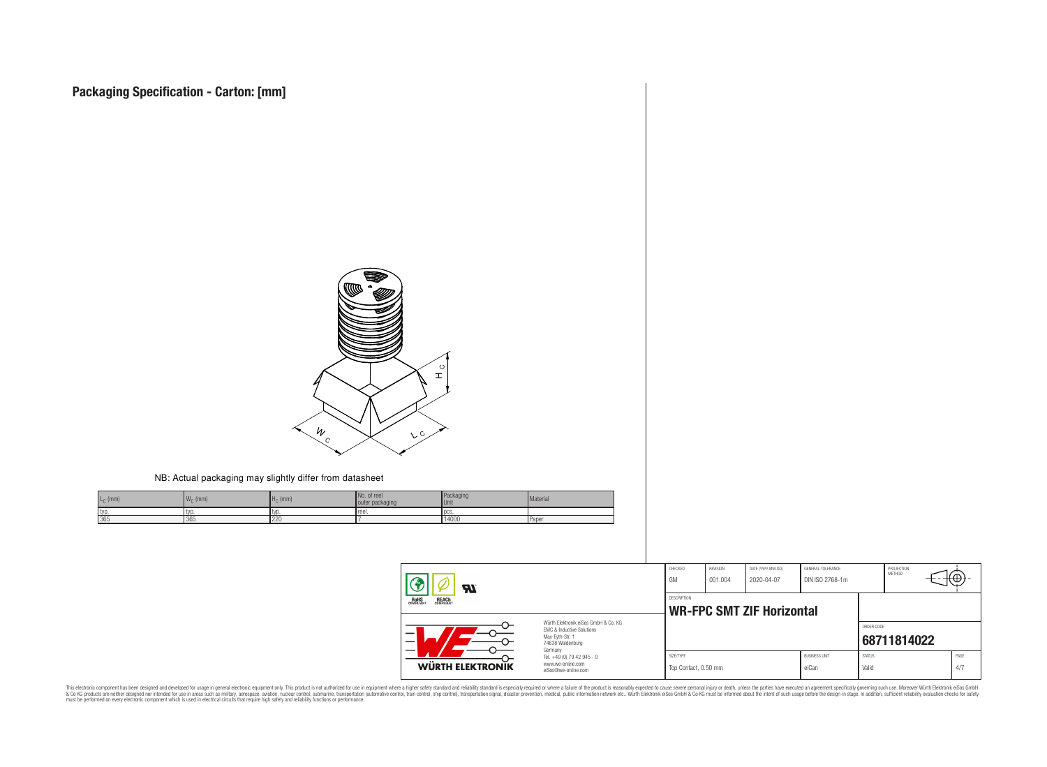# Packaging Specification - Carton: [mm]

NB: Actual packaging may slightly differ from datasheet

| $L_C$ (mm) | $W_C$ (mm) | $H_C$ (mm) | No. of reel outer packaging | Packaging Unit | Material |
|---|---|---|---|---|---|
| typ. | typ. | typ. | reel. | pcs. | |
| 365 | 365 | 220 | 7 | 14000 | Paper |

| CHECKED | REVISION | DATE (YYYY-MM-DD) | GENERAL TOLERANCE | PROJECTION METHOD |
|---|---|---|---|---|
| GM | 001.004 | 2020-04-07 | DIN ISO 2768-1m | |

DESCRIPTION

**WR-FPC SMT ZIF Horizontal**

ORDER CODE

**68711814022**

| SIZE/TYPE | BUSINESS UNIT | STATUS | PAGE |
|---|---|---|---|
| Top Contact, 0.50 mm | eiCan | Valid | 4/7 |

Würth Elektronik eiSos GmbH & Co. KG
EMC & Inductive Solutions
Max-Eyth-Str. 1
74638 Waldenburg
Germany
Tel. +49 (0) 79 42 945 - 0
www.we-online.com
eiSos@we-online.com

This electronic component has been designed and developed for usage in general electronic equipment only. This product is not authorized for use in equipment where a higher safety standard and reliability standard is especially required or where a failure of the product is reasonably expected to cause severe personal injury or death, unless the parties have executed an agreement specifically governing such use. Moreover Würth Elektronik eiSos GmbH & Co KG products are neither designed nor intended for use in areas such as military, aerospace, aviation, nuclear control, submarine, transportation (automotive control, train control, ship control), transportation signal, disaster prevention, medical, public information network etc.. Würth Elektronik eiSos GmbH & Co KG must be informed about the intent of such usage before the design-in stage. In addition, sufficient reliability evaluation checks for safety must be performed on every electronic component which is used in electrical circuits that require high safety and reliability functions or performance.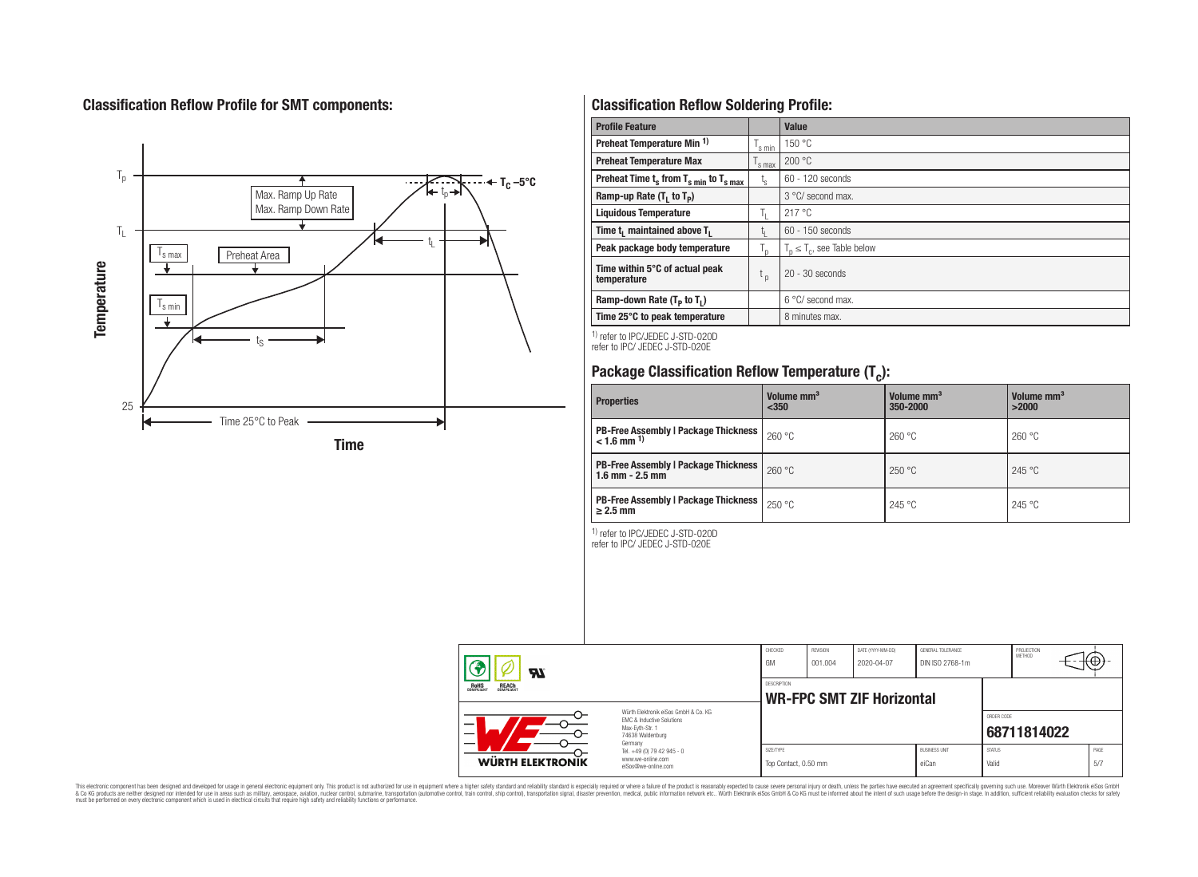## Classification Reflow Profile for SMT components:

## Classification Reflow Soldering Profile:

| Profile Feature | | Value |
|---|---|---|
| Preheat Temperature Min [1] | $T_{s\,min}$ | 150 °C |
| Preheat Temperature Max | $T_{s\,max}$ | 200 °C |
| Preheat Time $t_s$ from $T_{s\,min}$ to $T_{s\,max}$ | $t_s$ | 60 - 120 seconds |
| Ramp-up Rate ($T_L$ to $T_P$) | | 3 °C/ second max. |
| Liquidous Temperature | $T_L$ | 217 °C |
| Time $t_L$ maintained above $T_L$ | $t_L$ | 60 - 150 seconds |
| Peak package body temperature | $T_p$ | $T_p \leq T_c$, see Table below |
| Time within 5°C of actual peak temperature | $t_p$ | 20 - 30 seconds |
| Ramp-down Rate ($T_P$ to $T_L$) | | 6 °C/ second max. |
| Time 25°C to peak temperature | | 8 minutes max. |

[1] refer to IPC/JEDEC J-STD-020D
refer to IPC/ JEDEC J-STD-020E

## Package Classification Reflow Temperature ($T_C$):

| Properties | Volume mm³ <350 | Volume mm³ 350-2000 | Volume mm³ >2000 |
|---|---|---|---|
| PB-Free Assembly \| Package Thickness < 1.6 mm [1] | 260 °C | 260 °C | 260 °C |
| PB-Free Assembly \| Package Thickness 1.6 mm - 2.5 mm | 260 °C | 250 °C | 245 °C |
| PB-Free Assembly \| Package Thickness ≥ 2.5 mm | 250 °C | 245 °C | 245 °C |

[1] refer to IPC/JEDEC J-STD-020D
refer to IPC/ JEDEC J-STD-020E

| CHECKED | REVISION | DATE (YYYY-MM-DD) | GENERAL TOLERANCE | PROJECTION METHOD |
|---|---|---|---|---|
| GM | 001.004 | 2020-04-07 | DIN ISO 2768-1m | |

DESCRIPTION: **WR-FPC SMT ZIF Horizontal**

ORDER CODE: **68711814022**

| SIZE/TYPE | BUSINESS UNIT | STATUS | PAGE |
|---|---|---|---|
| Top Contact, 0.50 mm | eiCan | Valid | 5/7 |

Würth Elektronik eiSos GmbH & Co. KG
EMC & Inductive Solutions
Max-Eyth-Str. 1
74638 Waldenburg
Germany
Tel. +49 (0) 79 42 945 - 0
www.we-online.com
eiSos@we-online.com

This electronic component has been designed and developed for usage in general electronic equipment only. This product is not authorized for use in equipment where a higher safety standard and reliability standard is especially required or where a failure of the product is reasonably expected to cause severe personal injury or death, unless the parties have executed an agreement specifically governing such use. Moreover Würth Elektronik eiSos GmbH & Co KG products are neither designed nor intended for use in areas such as military, aerospace, aviation, nuclear control, submarine, transportation (automotive control, train control, ship control), transportation signal, disaster prevention, medical, public information network etc.. Würth Elektronik eiSos GmbH & Co KG must be informed about the intent of such usage before the design-in stage. In addition, sufficient reliability evaluation checks for safety must be performed on every electronic component which is used in electrical circuits that require high safety and reliability functions or performance.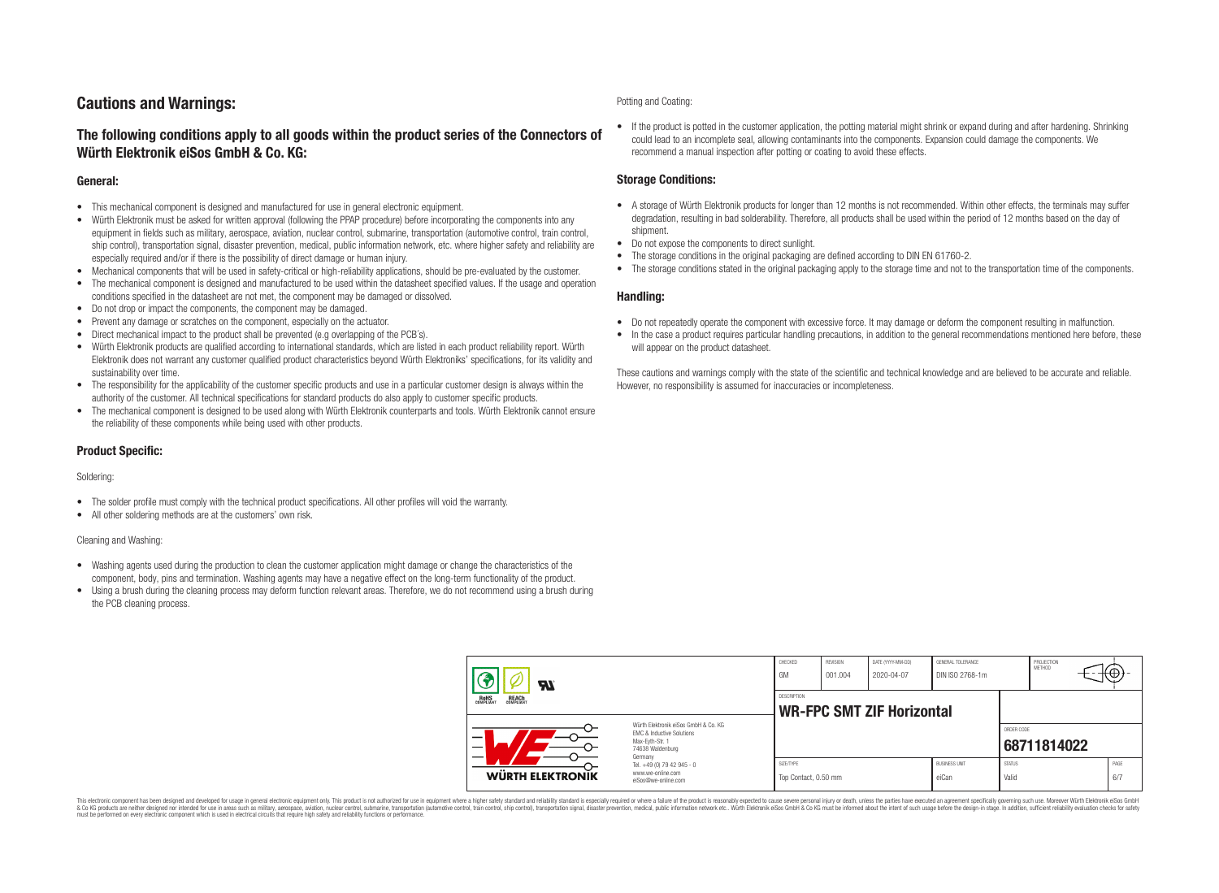# Cautions and Warnings:

## The following conditions apply to all goods within the product series of the Connectors of Würth Elektronik eiSos GmbH & Co. KG:

### General:

- This mechanical component is designed and manufactured for use in general electronic equipment.
- Würth Elektronik must be asked for written approval (following the PPAP procedure) before incorporating the components into any equipment in fields such as military, aerospace, aviation, nuclear control, submarine, transportation (automotive control, train control, ship control), transportation signal, disaster prevention, medical, public information network, etc. where higher safety and reliability are especially required and/or if there is the possibility of direct damage or human injury.
- Mechanical components that will be used in safety-critical or high-reliability applications, should be pre-evaluated by the customer.
- The mechanical component is designed and manufactured to be used within the datasheet specified values. If the usage and operation conditions specified in the datasheet are not met, the component may be damaged or dissolved.
- Do not drop or impact the components, the component may be damaged.
- Prevent any damage or scratches on the component, especially on the actuator.
- Direct mechanical impact to the product shall be prevented (e.g overlapping of the PCB´s).
- Würth Elektronik products are qualified according to international standards, which are listed in each product reliability report. Würth Elektronik does not warrant any customer qualified product characteristics beyond Würth Elektroniks' specifications, for its validity and sustainability over time.
- The responsibility for the applicability of the customer specific products and use in a particular customer design is always within the authority of the customer. All technical specifications for standard products do also apply to customer specific products.
- The mechanical component is designed to be used along with Würth Elektronik counterparts and tools. Würth Elektronik cannot ensure the reliability of these components while being used with other products.

### Product Specific:

Soldering:

- The solder profile must comply with the technical product specifications. All other profiles will void the warranty.
- All other soldering methods are at the customers' own risk.

Cleaning and Washing:

- Washing agents used during the production to clean the customer application might damage or change the characteristics of the component, body, pins and termination. Washing agents may have a negative effect on the long-term functionality of the product.
- Using a brush during the cleaning process may deform function relevant areas. Therefore, we do not recommend using a brush during the PCB cleaning process.

Potting and Coating:

- If the product is potted in the customer application, the potting material might shrink or expand during and after hardening. Shrinking could lead to an incomplete seal, allowing contaminants into the components. Expansion could damage the components. We recommend a manual inspection after potting or coating to avoid these effects.

### Storage Conditions:

- A storage of Würth Elektronik products for longer than 12 months is not recommended. Within other effects, the terminals may suffer degradation, resulting in bad solderability. Therefore, all products shall be used within the period of 12 months based on the day of shipment.
- Do not expose the components to direct sunlight.
- The storage conditions in the original packaging are defined according to DIN EN 61760-2.
- The storage conditions stated in the original packaging apply to the storage time and not to the transportation time of the components.

### Handling:

- Do not repeatedly operate the component with excessive force. It may damage or deform the component resulting in malfunction.
- In the case a product requires particular handling precautions, in addition to the general recommendations mentioned here before, these will appear on the product datasheet.

These cautions and warnings comply with the state of the scientific and technical knowledge and are believed to be accurate and reliable. However, no responsibility is assumed for inaccuracies or incompleteness.

| CHECKED | REVISION | DATE (YYYY-MM-DD) | GENERAL TOLERANCE | PROJECTION METHOD |
|---|---|---|---|---|
| GM | 001.004 | 2020-04-07 | DIN ISO 2768-1m | |

| DESCRIPTION | ORDER CODE |
|---|---|
| **WR-FPC SMT ZIF Horizontal** | **68711814022** |

| SIZE/TYPE | BUSINESS UNIT | STATUS | PAGE |
|---|---|---|---|
| Top Contact, 0.50 mm | eiCan | Valid | 6/7 |

Würth Elektronik eiSos GmbH & Co. KG
EMC & Inductive Solutions
Max-Eyth-Str. 1
74638 Waldenburg
Germany
Tel. +49 (0) 79 42 945 - 0
www.we-online.com
eiSos@we-online.com

This electronic component has been designed and developed for usage in general electronic equipment only. This product is not authorized for use in equipment where a higher safety standard and reliability standard is especially required or where a failure of the product is reasonably expected to cause severe personal injury or death, unless the parties have executed an agreement specifically governing such use. Moreover Würth Elektronik eiSos GmbH & Co KG products are neither designed nor intended for use in areas such as military, aerospace, aviation, nuclear control, submarine, transportation (automotive control, train control, ship control), transportation signal, disaster prevention, medical, public information network etc.. Würth Elektronik eiSos GmbH & Co KG must be informed about the intent of such usage before the design-in stage. In addition, sufficient reliability evaluation checks for safety must be performed on every electronic component which is used in electrical circuits that require high safety and reliability functions or performance.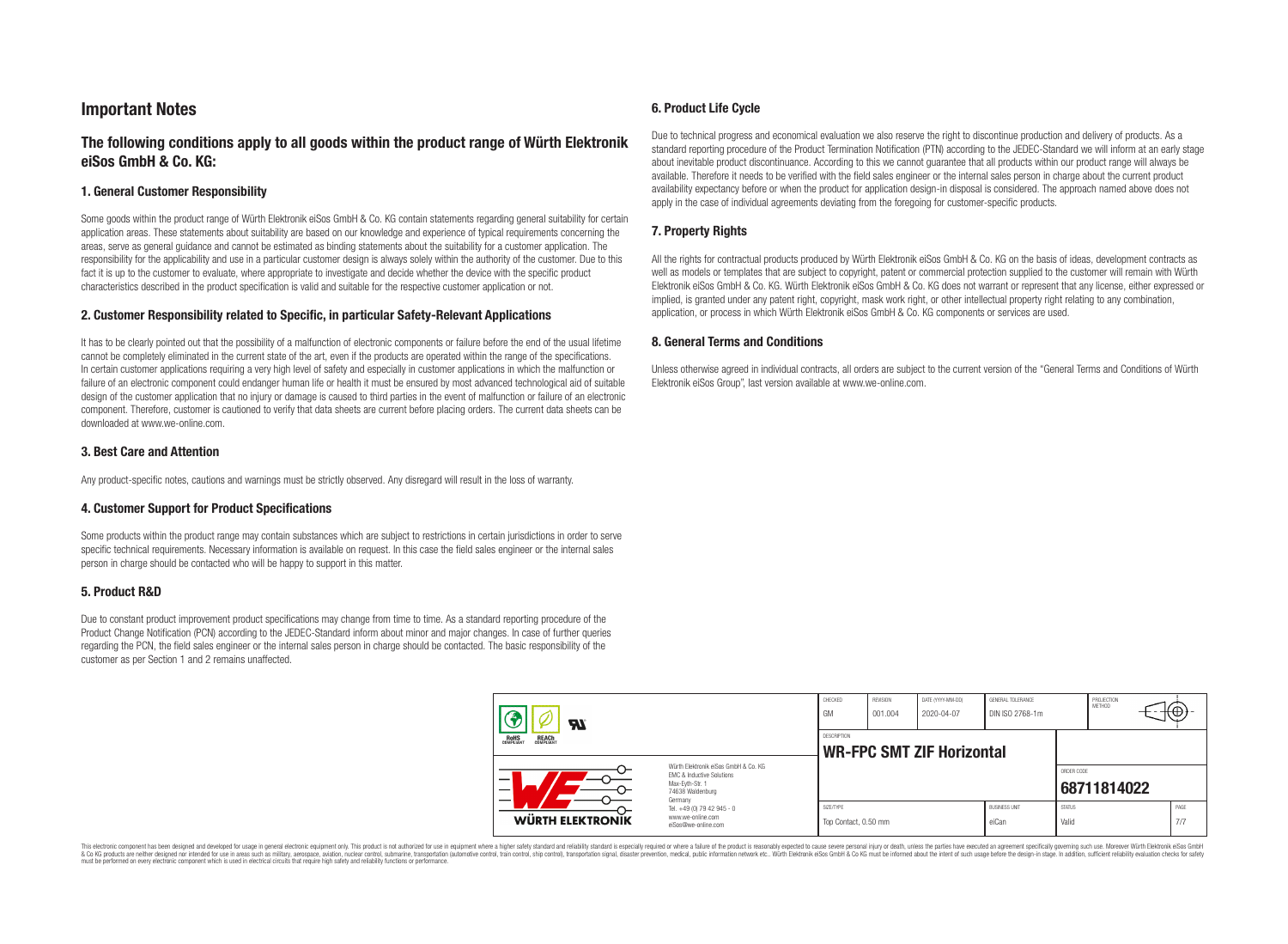# Important Notes

## The following conditions apply to all goods within the product range of Würth Elektronik eiSos GmbH & Co. KG:

### 1. General Customer Responsibility

Some goods within the product range of Würth Elektronik eiSos GmbH & Co. KG contain statements regarding general suitability for certain application areas. These statements about suitability are based on our knowledge and experience of typical requirements concerning the areas, serve as general guidance and cannot be estimated as binding statements about the suitability for a customer application. The responsibility for the applicability and use in a particular customer design is always solely within the authority of the customer. Due to this fact it is up to the customer to evaluate, where appropriate to investigate and decide whether the device with the specific product characteristics described in the product specification is valid and suitable for the respective customer application or not.

### 2. Customer Responsibility related to Specific, in particular Safety-Relevant Applications

It has to be clearly pointed out that the possibility of a malfunction of electronic components or failure before the end of the usual lifetime cannot be completely eliminated in the current state of the art, even if the products are operated within the range of the specifications. In certain customer applications requiring a very high level of safety and especially in customer applications in which the malfunction or failure of an electronic component could endanger human life or health it must be ensured by most advanced technological aid of suitable design of the customer application that no injury or damage is caused to third parties in the event of malfunction or failure of an electronic component. Therefore, customer is cautioned to verify that data sheets are current before placing orders. The current data sheets can be downloaded at www.we-online.com.

### 3. Best Care and Attention

Any product-specific notes, cautions and warnings must be strictly observed. Any disregard will result in the loss of warranty.

### 4. Customer Support for Product Specifications

Some products within the product range may contain substances which are subject to restrictions in certain jurisdictions in order to serve specific technical requirements. Necessary information is available on request. In this case the field sales engineer or the internal sales person in charge should be contacted who will be happy to support in this matter.

### 5. Product R&D

Due to constant product improvement product specifications may change from time to time. As a standard reporting procedure of the Product Change Notification (PCN) according to the JEDEC-Standard inform about minor and major changes. In case of further queries regarding the PCN, the field sales engineer or the internal sales person in charge should be contacted. The basic responsibility of the customer as per Section 1 and 2 remains unaffected.

### 6. Product Life Cycle

Due to technical progress and economical evaluation we also reserve the right to discontinue production and delivery of products. As a standard reporting procedure of the Product Termination Notification (PTN) according to the JEDEC-Standard we will inform at an early stage about inevitable product discontinuance. According to this we cannot guarantee that all products within our product range will always be available. Therefore it needs to be verified with the field sales engineer or the internal sales person in charge about the current product availability expectancy before or when the product for application design-in disposal is considered. The approach named above does not apply in the case of individual agreements deviating from the foregoing for customer-specific products.

### 7. Property Rights

All the rights for contractual products produced by Würth Elektronik eiSos GmbH & Co. KG on the basis of ideas, development contracts as well as models or templates that are subject to copyright, patent or commercial protection supplied to the customer will remain with Würth Elektronik eiSos GmbH & Co. KG. Würth Elektronik eiSos GmbH & Co. KG does not warrant or represent that any license, either expressed or implied, is granted under any patent right, copyright, mask work right, or other intellectual property right relating to any combination, application, or process in which Würth Elektronik eiSos GmbH & Co. KG components or services are used.

### 8. General Terms and Conditions

Unless otherwise agreed in individual contracts, all orders are subject to the current version of the "General Terms and Conditions of Würth Elektronik eiSos Group", last version available at www.we-online.com.

| | | | | | | | |
|---|---|---|---|---|---|---|---|
| RoHS COMPLIANT / REACh COMPLIANT | | CHECKED GM | REVISION 001.004 | DATE (YYYY-MM-DD) 2020-04-07 | GENERAL TOLERANCE DIN ISO 2768-1m | PROJECTION METHOD | |
| | | DESCRIPTION **WR-FPC SMT ZIF Horizontal** | | | | | |
| WÜRTH ELEKTRONIK | Würth Elektronik eiSos GmbH & Co. KG, EMC & Inductive Solutions, Max-Eyth-Str. 1, 74638 Waldenburg, Germany, Tel. +49 (0) 79 42 945 - 0, www.we-online.com, eiSos@we-online.com | | | | | ORDER CODE **68711814022** | |
| | | SIZE/TYPE Top Contact, 0.50 mm | | | BUSINESS UNIT eiCan | STATUS Valid | PAGE 7/7 |

This electronic component has been designed and developed for usage in general electronic equipment only. This product is not authorized for use in equipment where a higher safety standard and reliability standard is especially required or where a failure of the product is reasonably expected to cause severe personal injury or death, unless the parties have executed an agreement specifically governing such use. Moreover Würth Elektronik eiSos GmbH & Co KG products are neither designed nor intended for use in areas such as military, aerospace, aviation, nuclear control, submarine, transportation (automotive control, train control, ship control), transportation signal, disaster prevention, medical, public information network etc.. Würth Elektronik eiSos GmbH & Co KG must be informed about the intent of such usage before the design-in stage. In addition, sufficient reliability evaluation checks for safety must be performed on every electronic component which is used in electrical circuits that require high safety and reliability functions or performance.